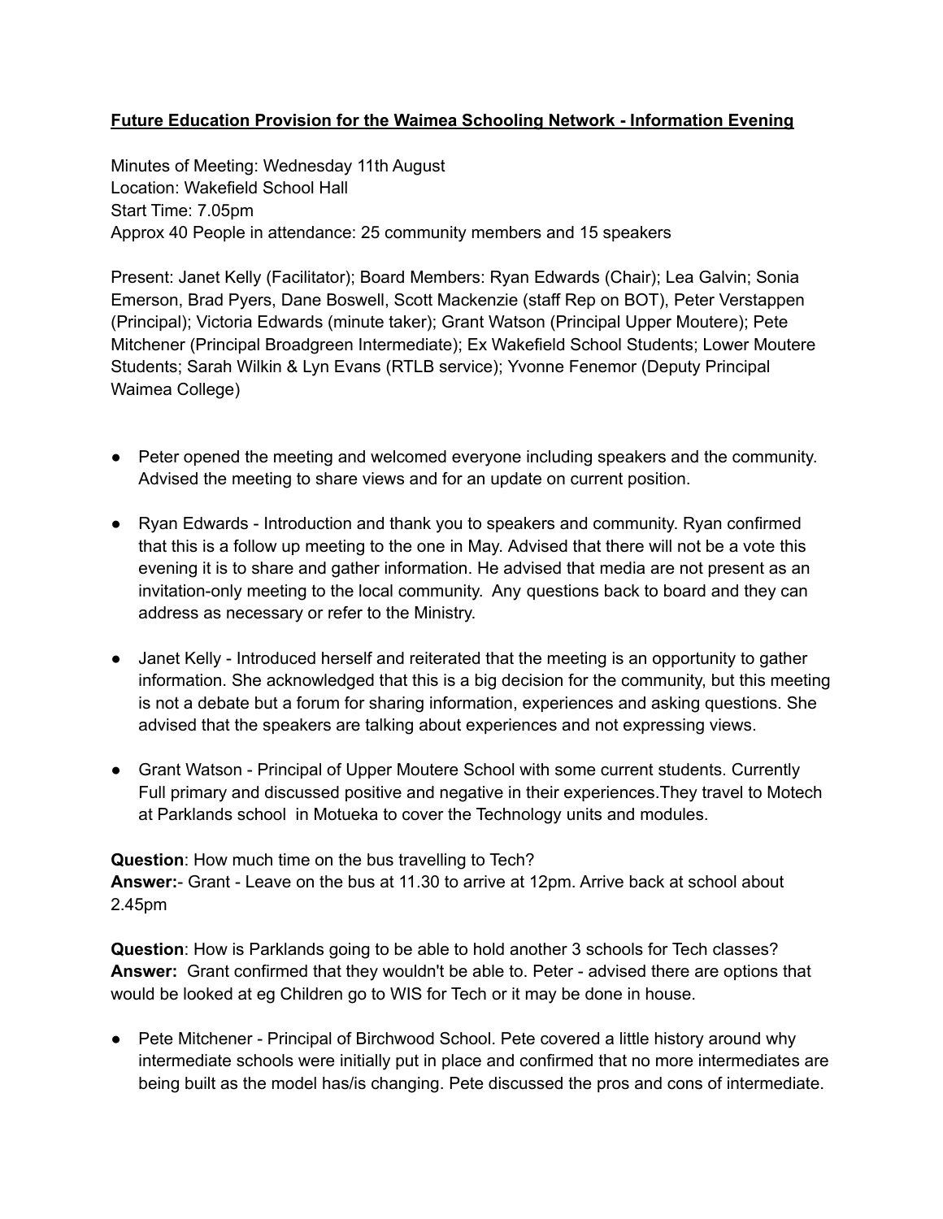**Future Education Provision for the Waimea Schooling Network - Information Evening**

Minutes of Meeting: Wednesday 11th August
Location: Wakefield School Hall
Start Time: 7.05pm
Approx 40 People in attendance: 25 community members and 15 speakers

Present: Janet Kelly (Facilitator); Board Members: Ryan Edwards (Chair); Lea Galvin; Sonia Emerson, Brad Pyers, Dane Boswell, Scott Mackenzie (staff Rep on BOT), Peter Verstappen (Principal); Victoria Edwards (minute taker); Grant Watson (Principal Upper Moutere); Pete Mitchener (Principal Broadgreen Intermediate); Ex Wakefield School Students; Lower Moutere Students; Sarah Wilkin & Lyn Evans (RTLB service); Yvonne Fenemor (Deputy Principal Waimea College)

- Peter opened the meeting and welcomed everyone including speakers and the community. Advised the meeting to share views and for an update on current position.
- Ryan Edwards - Introduction and thank you to speakers and community. Ryan confirmed that this is a follow up meeting to the one in May. Advised that there will not be a vote this evening it is to share and gather information. He advised that media are not present as an invitation-only meeting to the local community. Any questions back to board and they can address as necessary or refer to the Ministry.
- Janet Kelly - Introduced herself and reiterated that the meeting is an opportunity to gather information. She acknowledged that this is a big decision for the community, but this meeting is not a debate but a forum for sharing information, experiences and asking questions. She advised that the speakers are talking about experiences and not expressing views.
- Grant Watson - Principal of Upper Moutere School with some current students. Currently Full primary and discussed positive and negative in their experiences.They travel to Motech at Parklands school in Motueka to cover the Technology units and modules.

**Question**: How much time on the bus travelling to Tech?
**Answer:**- Grant - Leave on the bus at 11.30 to arrive at 12pm. Arrive back at school about 2.45pm

**Question**: How is Parklands going to be able to hold another 3 schools for Tech classes?
**Answer:** Grant confirmed that they wouldn't be able to. Peter - advised there are options that would be looked at eg Children go to WIS for Tech or it may be done in house.

- Pete Mitchener - Principal of Birchwood School. Pete covered a little history around why intermediate schools were initially put in place and confirmed that no more intermediates are being built as the model has/is changing. Pete discussed the pros and cons of intermediate.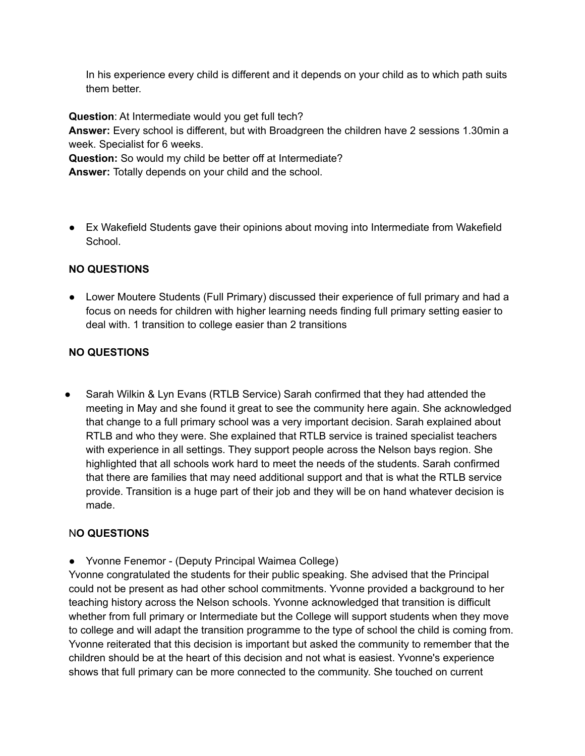In his experience every child is different and it depends on your child as to which path suits them better.

**Question**: At Intermediate would you get full tech?
**Answer:** Every school is different, but with Broadgreen the children have 2 sessions 1.30min a week. Specialist for 6 weeks.
**Question:** So would my child be better off at Intermediate?
**Answer:** Totally depends on your child and the school.

- Ex Wakefield Students gave their opinions about moving into Intermediate from Wakefield School.

**NO QUESTIONS**

- Lower Moutere Students (Full Primary) discussed their experience of full primary and had a focus on needs for children with higher learning needs finding full primary setting easier to deal with. 1 transition to college easier than 2 transitions

**NO QUESTIONS**

- Sarah Wilkin & Lyn Evans (RTLB Service) Sarah confirmed that they had attended the meeting in May and she found it great to see the community here again. She acknowledged that change to a full primary school was a very important decision. Sarah explained about RTLB and who they were. She explained that RTLB service is trained specialist teachers with experience in all settings. They support people across the Nelson bays region. She highlighted that all schools work hard to meet the needs of the students. Sarah confirmed that there are families that may need additional support and that is what the RTLB service provide. Transition is a huge part of their job and they will be on hand whatever decision is made.

N**O QUESTIONS**

- Yvonne Fenemor - (Deputy Principal Waimea College)

Yvonne congratulated the students for their public speaking. She advised that the Principal could not be present as had other school commitments. Yvonne provided a background to her teaching history across the Nelson schools. Yvonne acknowledged that transition is difficult whether from full primary or Intermediate but the College will support students when they move to college and will adapt the transition programme to the type of school the child is coming from. Yvonne reiterated that this decision is important but asked the community to remember that the children should be at the heart of this decision and not what is easiest. Yvonne's experience shows that full primary can be more connected to the community. She touched on current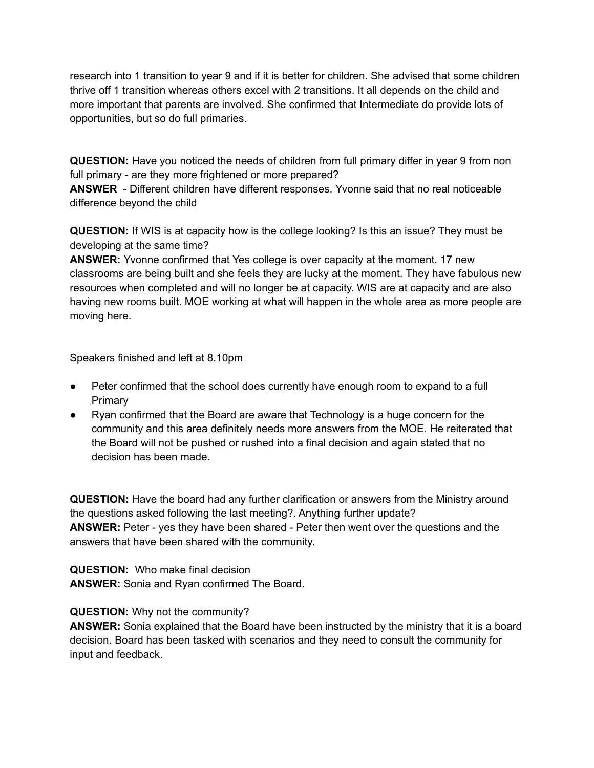research into 1 transition to year 9 and if it is better for children. She advised that some children thrive off 1 transition whereas others excel with 2 transitions. It all depends on the child and more important that parents are involved. She confirmed that Intermediate do provide lots of opportunities, but so do full primaries.

**QUESTION:** Have you noticed the needs of children from full primary differ in year 9 from non full primary - are they more frightened or more prepared?
**ANSWER** - Different children have different responses. Yvonne said that no real noticeable difference beyond the child

**QUESTION:** If WIS is at capacity how is the college looking? Is this an issue? They must be developing at the same time?
**ANSWER:** Yvonne confirmed that Yes college is over capacity at the moment. 17 new classrooms are being built and she feels they are lucky at the moment. They have fabulous new resources when completed and will no longer be at capacity. WIS are at capacity and are also having new rooms built. MOE working at what will happen in the whole area as more people are moving here.

Speakers finished and left at 8.10pm

- Peter confirmed that the school does currently have enough room to expand to a full Primary
- Ryan confirmed that the Board are aware that Technology is a huge concern for the community and this area definitely needs more answers from the MOE. He reiterated that the Board will not be pushed or rushed into a final decision and again stated that no decision has been made.

**QUESTION:** Have the board had any further clarification or answers from the Ministry around the questions asked following the last meeting?. Anything further update?
**ANSWER:** Peter - yes they have been shared - Peter then went over the questions and the answers that have been shared with the community.

**QUESTION:** Who make final decision
**ANSWER:** Sonia and Ryan confirmed The Board.

**QUESTION:** Why not the community?
**ANSWER:** Sonia explained that the Board have been instructed by the ministry that it is a board decision. Board has been tasked with scenarios and they need to consult the community for input and feedback.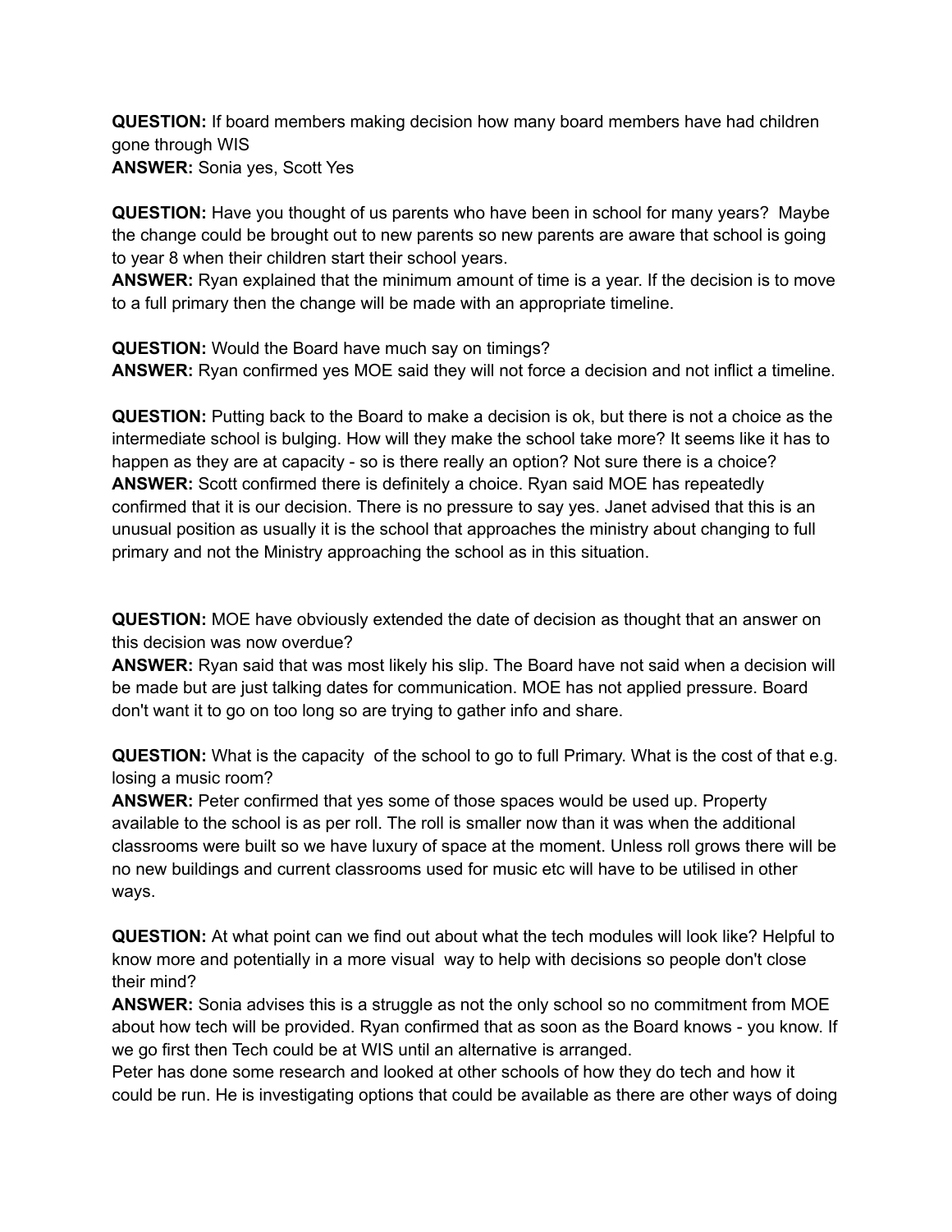**QUESTION:** If board members making decision how many board members have had children gone through WIS
**ANSWER:** Sonia yes, Scott Yes

**QUESTION:** Have you thought of us parents who have been in school for many years? Maybe the change could be brought out to new parents so new parents are aware that school is going to year 8 when their children start their school years.
**ANSWER:** Ryan explained that the minimum amount of time is a year. If the decision is to move to a full primary then the change will be made with an appropriate timeline.

**QUESTION:** Would the Board have much say on timings?
**ANSWER:** Ryan confirmed yes MOE said they will not force a decision and not inflict a timeline.

**QUESTION:** Putting back to the Board to make a decision is ok, but there is not a choice as the intermediate school is bulging. How will they make the school take more? It seems like it has to happen as they are at capacity - so is there really an option? Not sure there is a choice?
**ANSWER:** Scott confirmed there is definitely a choice. Ryan said MOE has repeatedly confirmed that it is our decision. There is no pressure to say yes. Janet advised that this is an unusual position as usually it is the school that approaches the ministry about changing to full primary and not the Ministry approaching the school as in this situation.

**QUESTION:** MOE have obviously extended the date of decision as thought that an answer on this decision was now overdue?
**ANSWER:** Ryan said that was most likely his slip. The Board have not said when a decision will be made but are just talking dates for communication. MOE has not applied pressure. Board don't want it to go on too long so are trying to gather info and share.

**QUESTION:** What is the capacity of the school to go to full Primary. What is the cost of that e.g. losing a music room?
**ANSWER:** Peter confirmed that yes some of those spaces would be used up. Property available to the school is as per roll. The roll is smaller now than it was when the additional classrooms were built so we have luxury of space at the moment. Unless roll grows there will be no new buildings and current classrooms used for music etc will have to be utilised in other ways.

**QUESTION:** At what point can we find out about what the tech modules will look like? Helpful to know more and potentially in a more visual way to help with decisions so people don't close their mind?
**ANSWER:** Sonia advises this is a struggle as not the only school so no commitment from MOE about how tech will be provided. Ryan confirmed that as soon as the Board knows - you know. If we go first then Tech could be at WIS until an alternative is arranged.
Peter has done some research and looked at other schools of how they do tech and how it could be run. He is investigating options that could be available as there are other ways of doing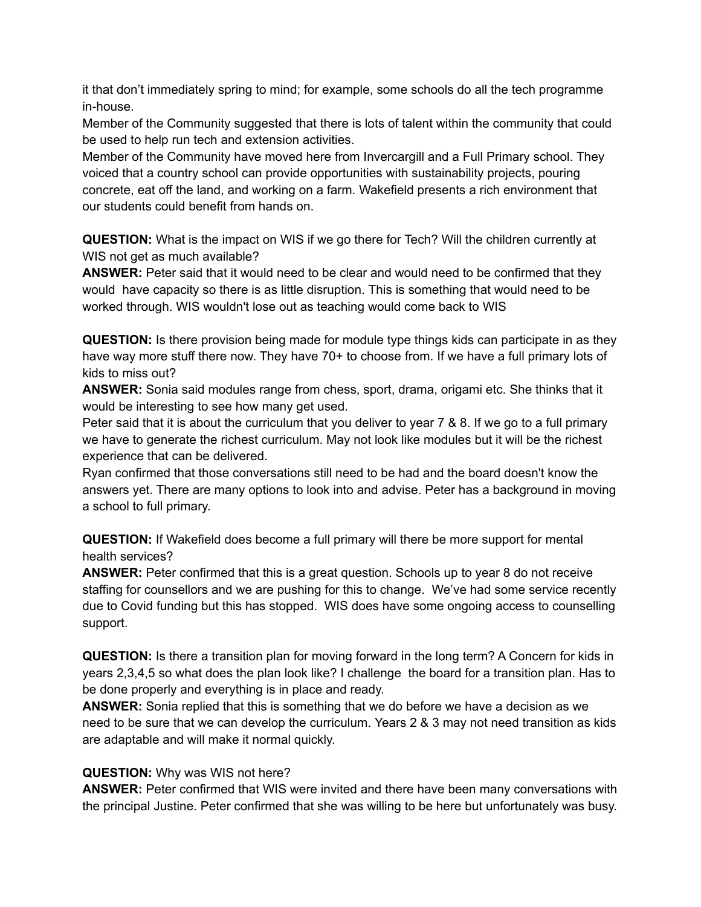it that don't immediately spring to mind; for example, some schools do all the tech programme in-house.

Member of the Community suggested that there is lots of talent within the community that could be used to help run tech and extension activities.

Member of the Community have moved here from Invercargill and a Full Primary school. They voiced that a country school can provide opportunities with sustainability projects, pouring concrete, eat off the land, and working on a farm. Wakefield presents a rich environment that our students could benefit from hands on.

**QUESTION:** What is the impact on WIS if we go there for Tech? Will the children currently at WIS not get as much available?

**ANSWER:** Peter said that it would need to be clear and would need to be confirmed that they would  have capacity so there is as little disruption. This is something that would need to be worked through. WIS wouldn't lose out as teaching would come back to WIS

**QUESTION:** Is there provision being made for module type things kids can participate in as they have way more stuff there now. They have 70+ to choose from. If we have a full primary lots of kids to miss out?

**ANSWER:** Sonia said modules range from chess, sport, drama, origami etc. She thinks that it would be interesting to see how many get used.

Peter said that it is about the curriculum that you deliver to year 7 & 8. If we go to a full primary we have to generate the richest curriculum. May not look like modules but it will be the richest experience that can be delivered.

Ryan confirmed that those conversations still need to be had and the board doesn't know the answers yet. There are many options to look into and advise. Peter has a background in moving a school to full primary.

**QUESTION:** If Wakefield does become a full primary will there be more support for mental health services?

**ANSWER:** Peter confirmed that this is a great question. Schools up to year 8 do not receive staffing for counsellors and we are pushing for this to change.  We've had some service recently due to Covid funding but this has stopped.  WIS does have some ongoing access to counselling support.

**QUESTION:** Is there a transition plan for moving forward in the long term? A Concern for kids in years 2,3,4,5 so what does the plan look like? I challenge  the board for a transition plan. Has to be done properly and everything is in place and ready.

**ANSWER:** Sonia replied that this is something that we do before we have a decision as we need to be sure that we can develop the curriculum. Years 2 & 3 may not need transition as kids are adaptable and will make it normal quickly.

**QUESTION:** Why was WIS not here?

**ANSWER:** Peter confirmed that WIS were invited and there have been many conversations with the principal Justine. Peter confirmed that she was willing to be here but unfortunately was busy.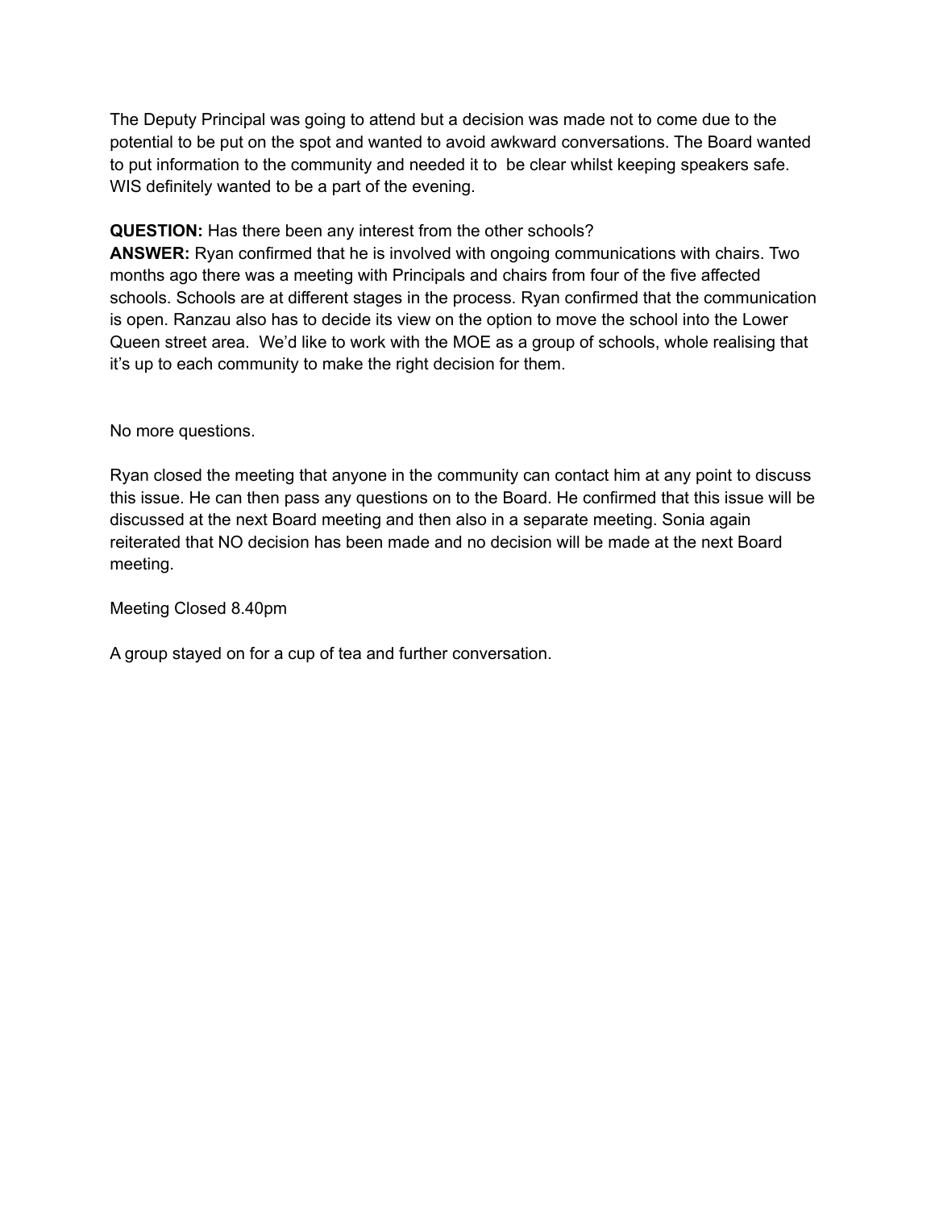The Deputy Principal was going to attend but a decision was made not to come due to the potential to be put on the spot and wanted to avoid awkward conversations. The Board wanted to put information to the community and needed it to  be clear whilst keeping speakers safe. WIS definitely wanted to be a part of the evening.

**QUESTION:** Has there been any interest from the other schools?
**ANSWER:** Ryan confirmed that he is involved with ongoing communications with chairs. Two months ago there was a meeting with Principals and chairs from four of the five affected schools. Schools are at different stages in the process. Ryan confirmed that the communication is open. Ranzau also has to decide its view on the option to move the school into the Lower Queen street area.  We'd like to work with the MOE as a group of schools, whole realising that it's up to each community to make the right decision for them.

No more questions.

Ryan closed the meeting that anyone in the community can contact him at any point to discuss this issue. He can then pass any questions on to the Board. He confirmed that this issue will be discussed at the next Board meeting and then also in a separate meeting. Sonia again reiterated that NO decision has been made and no decision will be made at the next Board meeting.

Meeting Closed 8.40pm

A group stayed on for a cup of tea and further conversation.